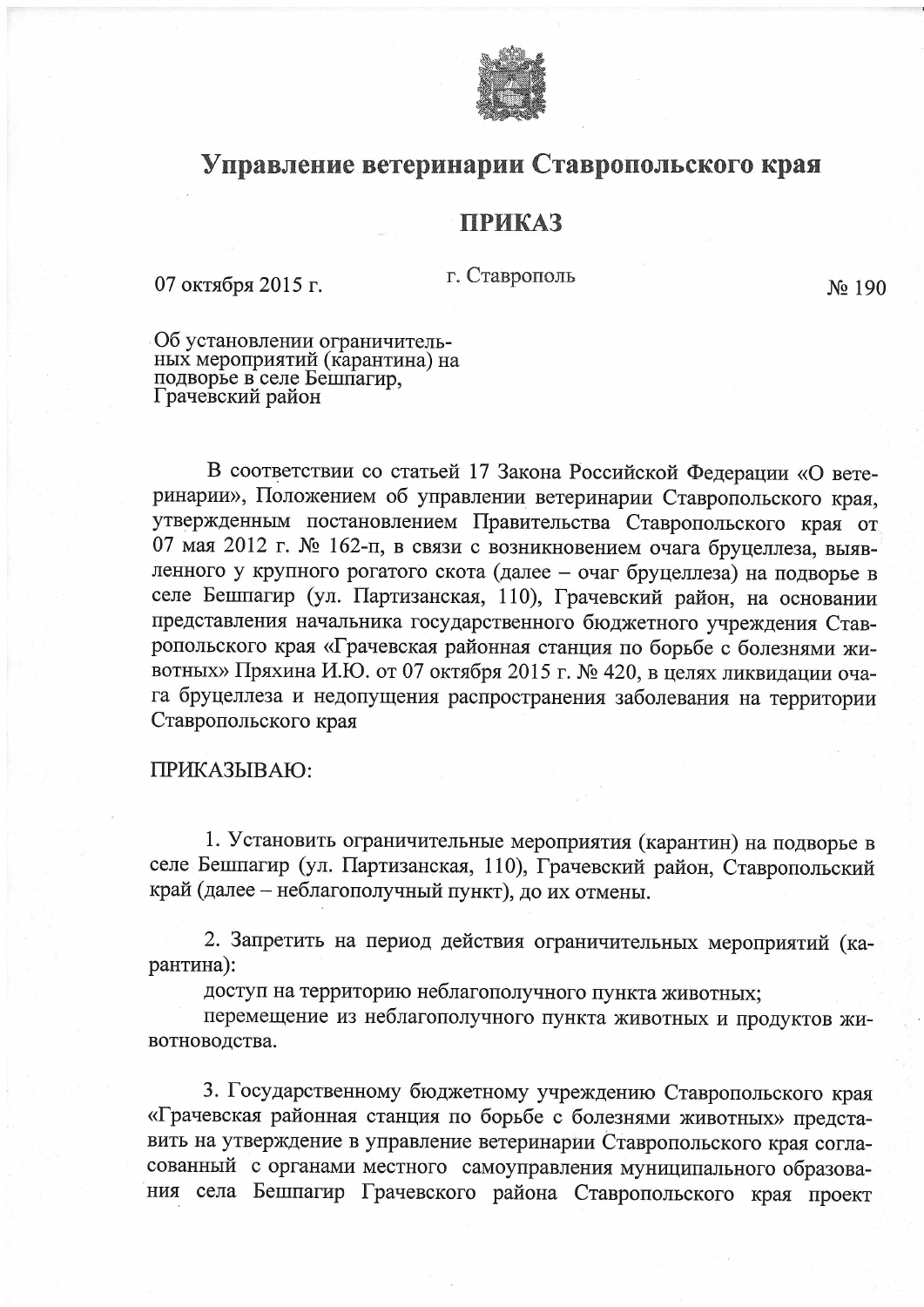# Управление ветеринарии Ставропольского края

## ПРИКАЗ

07 октября 2015 г. г. Ставрополь № 190

Об установлении ограничительных мероприятий (карантина) на подворье в селе Бешпагир, Грачевский район

В соответствии со статьей 17 Закона Российской Федерации «О ветеринарии», Положением об управлении ветеринарии Ставропольского края, утвержденным постановлением Правительства Ставропольского края от 07 мая 2012 г. № 162-п, в связи с возникновением очага бруцеллеза, выявленного у крупного рогатого скота (далее – очаг бруцеллеза) на подворье в селе Бешпагир (ул. Партизанская, 110), Грачевский район, на основании представления начальника государственного бюджетного учреждения Ставропольского края «Грачевская районная станция по борьбе с болезнями животных» Пряхина И.Ю. от 07 октября 2015 г. № 420, в целях ликвидации очага бруцеллеза и недопущения распространения заболевания на территории Ставропольского края

ПРИКАЗЫВАЮ:

1. Установить ограничительные мероприятия (карантин) на подворье в селе Бешпагир (ул. Партизанская, 110), Грачевский район, Ставропольский край (далее – неблагополучный пункт), до их отмены.

2. Запретить на период действия ограничительных мероприятий (карантина):

доступ на территорию неблагополучного пункта животных;

перемещение из неблагополучного пункта животных и продуктов животноводства.

3. Государственному бюджетному учреждению Ставропольского края «Грачевская районная станция по борьбе с болезнями животных» представить на утверждение в управление ветеринарии Ставропольского края согласованный с органами местного самоуправления муниципального образования села Бешпагир Грачевского района Ставропольского края проект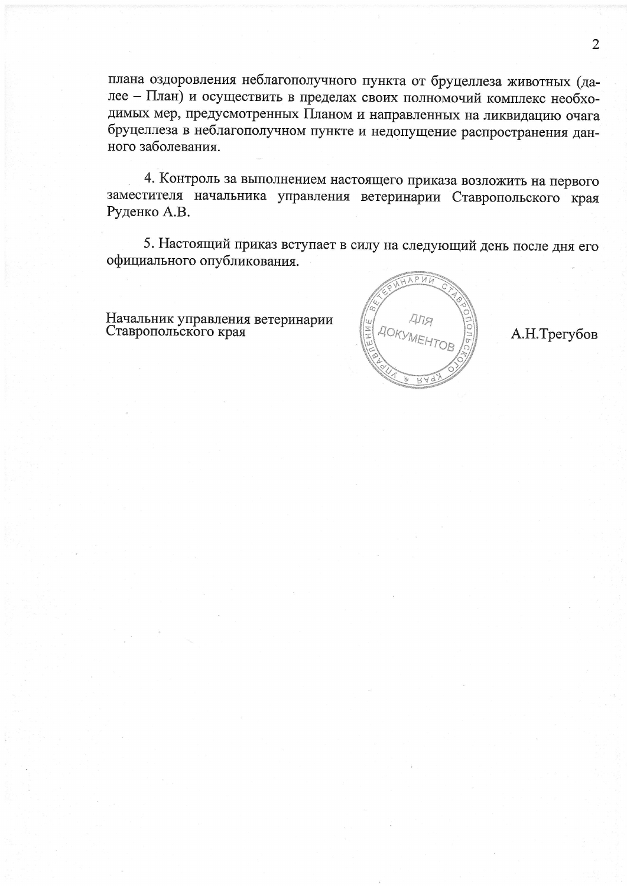плана оздоровления неблагополучного пункта от бруцеллеза животных (далее – План) и осуществить в пределах своих полномочий комплекс необходимых мер, предусмотренных Планом и направленных на ликвидацию очага бруцеллеза в неблагополучном пункте и недопущение распространения данного заболевания.

4. Контроль за выполнением настоящего приказа возложить на первого заместителя начальника управления ветеринарии Ставропольского края Руденко А.В.

5. Настоящий приказ вступает в силу на следующий день после дня его официального опубликования.

Начальник управления ветеринарии
Ставропольского края

А.Н.Трегубов